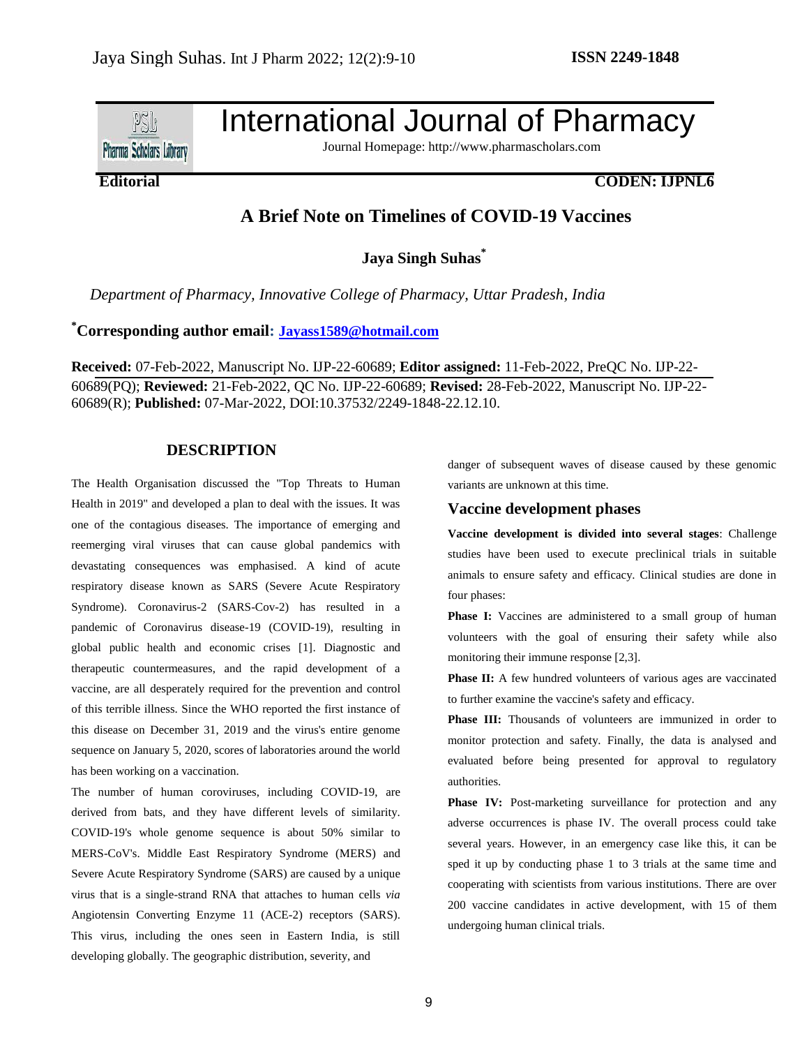International Journal of Pharmacy

Journal Homepage: http://www.pharmascholars.com

**Editorial** **CODEN: IJPNL6**

# A Brief Note on Timelines of COVID-19 Vaccines

**Jaya Singh Suhas***

*Department of Pharmacy, Innovative College of Pharmacy, Uttar Pradesh, India*

**\*Corresponding author email: Jayass1589@hotmail.com**

**Received:** 07-Feb-2022, Manuscript No. IJP-22-60689; **Editor assigned:** 11-Feb-2022, PreQC No. IJP-22-60689(PQ); **Reviewed:** 21-Feb-2022, QC No. IJP-22-60689; **Revised:** 28-Feb-2022, Manuscript No. IJP-22-60689(R); **Published:** 07-Mar-2022, DOI:10.37532/2249-1848-22.12.10.

## DESCRIPTION

The Health Organisation discussed the "Top Threats to Human Health in 2019" and developed a plan to deal with the issues. It was one of the contagious diseases. The importance of emerging and reemerging viral viruses that can cause global pandemics with devastating consequences was emphasised. A kind of acute respiratory disease known as SARS (Severe Acute Respiratory Syndrome). Coronavirus-2 (SARS-Cov-2) has resulted in a pandemic of Coronavirus disease-19 (COVID-19), resulting in global public health and economic crises [1]. Diagnostic and therapeutic countermeasures, and the rapid development of a vaccine, are all desperately required for the prevention and control of this terrible illness. Since the WHO reported the first instance of this disease on December 31, 2019 and the virus's entire genome sequence on January 5, 2020, scores of laboratories around the world has been working on a vaccination.

The number of human coroviruses, including COVID-19, are derived from bats, and they have different levels of similarity. COVID-19's whole genome sequence is about 50% similar to MERS-CoV's. Middle East Respiratory Syndrome (MERS) and Severe Acute Respiratory Syndrome (SARS) are caused by a unique virus that is a single-strand RNA that attaches to human cells *via* Angiotensin Converting Enzyme 11 (ACE-2) receptors (SARS). This virus, including the ones seen in Eastern India, is still developing globally. The geographic distribution, severity, and danger of subsequent waves of disease caused by these genomic variants are unknown at this time.

### Vaccine development phases

**Vaccine development is divided into several stages**: Challenge studies have been used to execute preclinical trials in suitable animals to ensure safety and efficacy. Clinical studies are done in four phases:

**Phase I:** Vaccines are administered to a small group of human volunteers with the goal of ensuring their safety while also monitoring their immune response [2,3].

**Phase II:** A few hundred volunteers of various ages are vaccinated to further examine the vaccine's safety and efficacy.

**Phase III:** Thousands of volunteers are immunized in order to monitor protection and safety. Finally, the data is analysed and evaluated before being presented for approval to regulatory authorities.

**Phase IV:** Post-marketing surveillance for protection and any adverse occurrences is phase IV. The overall process could take several years. However, in an emergency case like this, it can be sped it up by conducting phase 1 to 3 trials at the same time and cooperating with scientists from various institutions. There are over 200 vaccine candidates in active development, with 15 of them undergoing human clinical trials.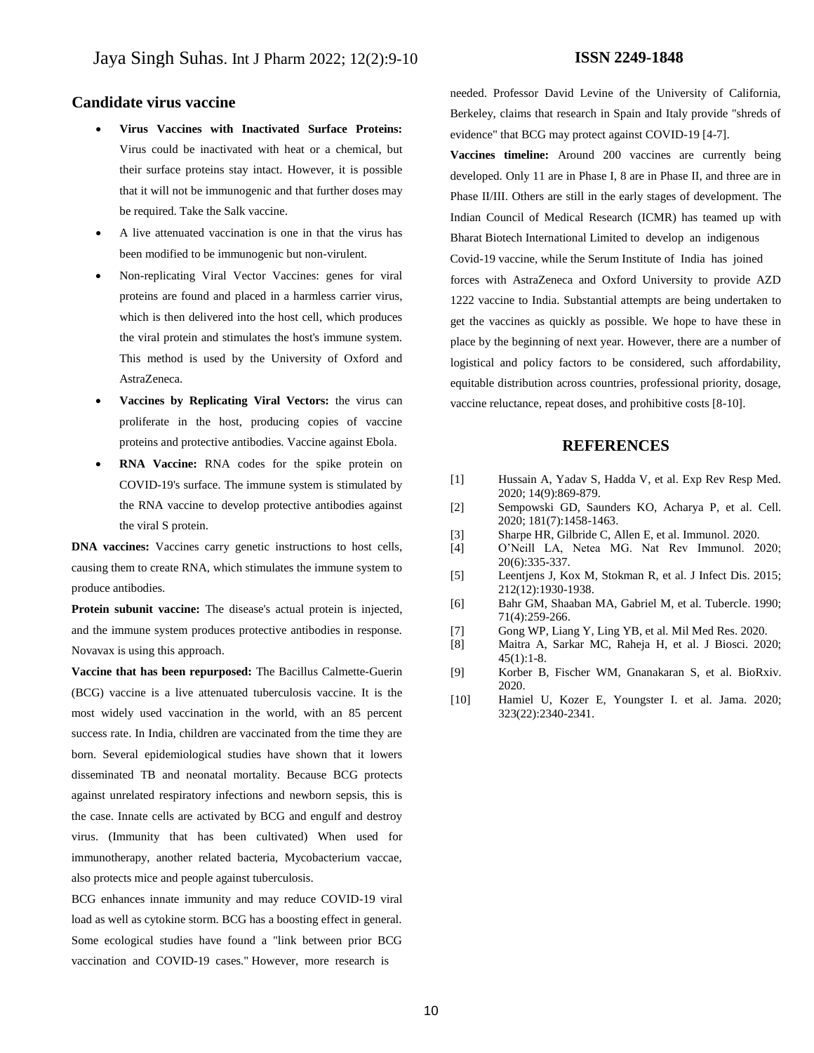## Candidate virus vaccine

- **Virus Vaccines with Inactivated Surface Proteins:** Virus could be inactivated with heat or a chemical, but their surface proteins stay intact. However, it is possible that it will not be immunogenic and that further doses may be required. Take the Salk vaccine.
- A live attenuated vaccination is one in that the virus has been modified to be immunogenic but non-virulent.
- Non-replicating Viral Vector Vaccines: genes for viral proteins are found and placed in a harmless carrier virus, which is then delivered into the host cell, which produces the viral protein and stimulates the host's immune system. This method is used by the University of Oxford and AstraZeneca.
- **Vaccines by Replicating Viral Vectors:** the virus can proliferate in the host, producing copies of vaccine proteins and protective antibodies. Vaccine against Ebola.
- **RNA Vaccine:** RNA codes for the spike protein on COVID-19's surface. The immune system is stimulated by the RNA vaccine to develop protective antibodies against the viral S protein.

**DNA vaccines:** Vaccines carry genetic instructions to host cells, causing them to create RNA, which stimulates the immune system to produce antibodies.

**Protein subunit vaccine:** The disease's actual protein is injected, and the immune system produces protective antibodies in response. Novavax is using this approach.

**Vaccine that has been repurposed:** The Bacillus Calmette-Guerin (BCG) vaccine is a live attenuated tuberculosis vaccine. It is the most widely used vaccination in the world, with an 85 percent success rate. In India, children are vaccinated from the time they are born. Several epidemiological studies have shown that it lowers disseminated TB and neonatal mortality. Because BCG protects against unrelated respiratory infections and newborn sepsis, this is the case. Innate cells are activated by BCG and engulf and destroy virus. (Immunity that has been cultivated) When used for immunotherapy, another related bacteria, Mycobacterium vaccae, also protects mice and people against tuberculosis.

BCG enhances innate immunity and may reduce COVID-19 viral load as well as cytokine storm. BCG has a boosting effect in general. Some ecological studies have found a "link between prior BCG vaccination and COVID-19 cases." However, more research is needed. Professor David Levine of the University of California, Berkeley, claims that research in Spain and Italy provide "shreds of evidence" that BCG may protect against COVID-19 [4-7].

**Vaccines timeline:** Around 200 vaccines are currently being developed. Only 11 are in Phase I, 8 are in Phase II, and three are in Phase II/III. Others are still in the early stages of development. The Indian Council of Medical Research (ICMR) has teamed up with Bharat Biotech International Limited to develop an indigenous Covid-19 vaccine, while the Serum Institute of India has joined forces with AstraZeneca and Oxford University to provide AZD 1222 vaccine to India. Substantial attempts are being undertaken to get the vaccines as quickly as possible. We hope to have these in place by the beginning of next year. However, there are a number of logistical and policy factors to be considered, such affordability, equitable distribution across countries, professional priority, dosage, vaccine reluctance, repeat doses, and prohibitive costs [8-10].

## REFERENCES

[1] Hussain A, Yadav S, Hadda V, et al. Exp Rev Resp Med. 2020; 14(9):869-879.

[2] Sempowski GD, Saunders KO, Acharya P, et al. Cell. 2020; 181(7):1458-1463.

[3] Sharpe HR, Gilbride C, Allen E, et al. Immunol. 2020.

[4] O'Neill LA, Netea MG. Nat Rev Immunol. 2020; 20(6):335-337.

[5] Leentjens J, Kox M, Stokman R, et al. J Infect Dis. 2015; 212(12):1930-1938.

[6] Bahr GM, Shaaban MA, Gabriel M, et al. Tubercle. 1990; 71(4):259-266.

[7] Gong WP, Liang Y, Ling YB, et al. Mil Med Res. 2020.

[8] Maitra A, Sarkar MC, Raheja H, et al. J Biosci. 2020; 45(1):1-8.

[9] Korber B, Fischer WM, Gnanakaran S, et al. BioRxiv. 2020.

[10] Hamiel U, Kozer E, Youngster I. et al. Jama. 2020; 323(22):2340-2341.